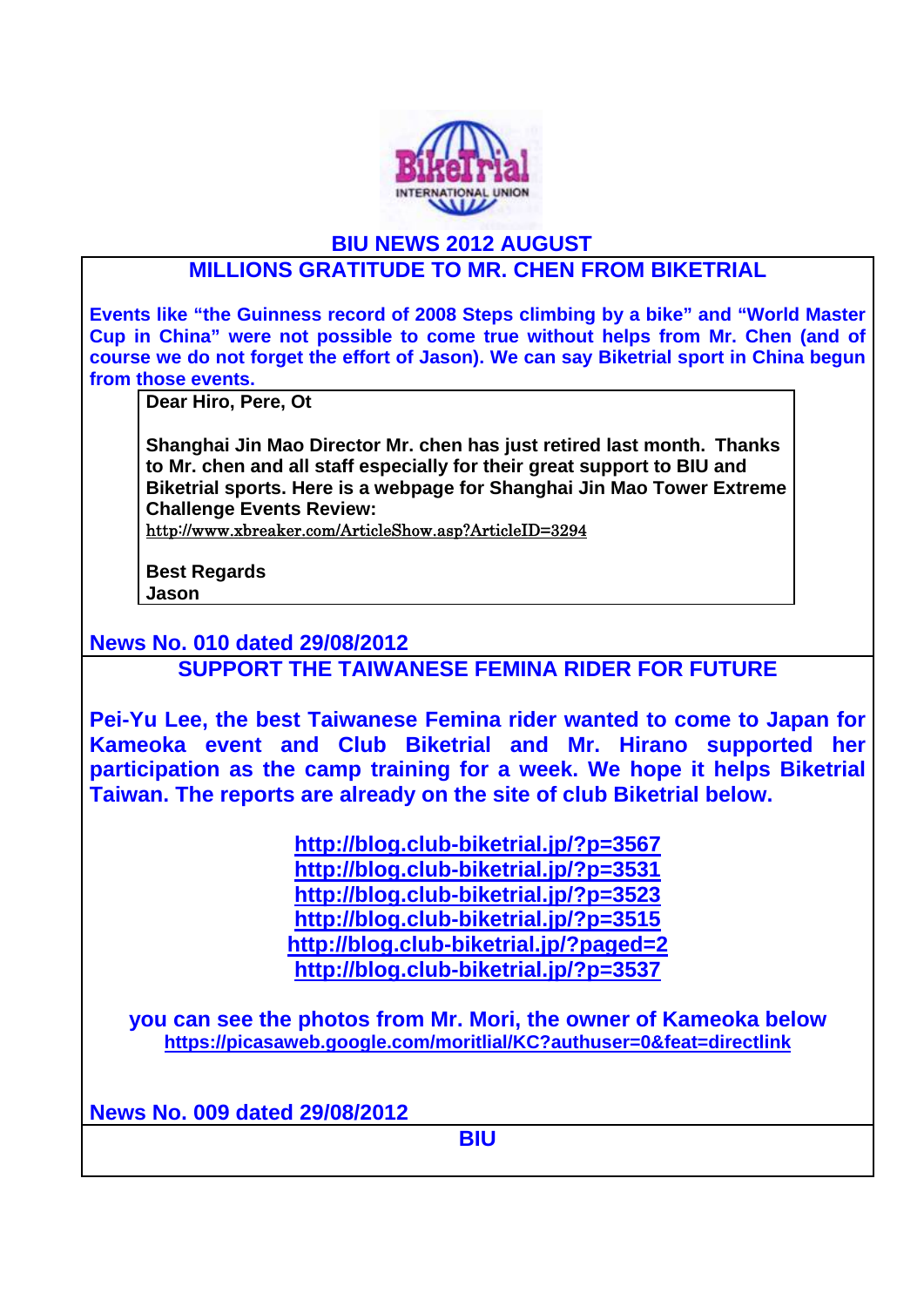# BIU NEWS 2012 AUGUST

## MILLIONS GRATITUDE TO MR. CHEN FROM BIKETRIAL

**Events like "the Guinness record of 2008 Steps climbing by a bike" and "World Master Cup in China" were not possible to come true without helps from Mr. Chen (and of course we do not forget the effort of Jason). We can say Biketrial sport in China begun from those events.**

> **Dear Hiro, Pere, Ot**
>
> **Shanghai Jin Mao Director Mr. chen has just retired last month. Thanks to Mr. chen and all staff especially for their great support to BIU and Biketrial sports. Here is a webpage for Shanghai Jin Mao Tower Extreme Challenge Events Review:**
> http://www.xbreaker.com/ArticleShow.asp?ArticleID=3294
>
> **Best Regards**
> **Jason**

**News No. 010 dated 29/08/2012**

## SUPPORT THE TAIWANESE FEMINA RIDER FOR FUTURE

**Pei-Yu Lee, the best Taiwanese Femina rider wanted to come to Japan for Kameoka event and Club Biketrial and Mr. Hirano supported her participation as the camp training for a week. We hope it helps Biketrial Taiwan. The reports are already on the site of club Biketrial below.**

http://blog.club-biketrial.jp/?p=3567
http://blog.club-biketrial.jp/?p=3531
http://blog.club-biketrial.jp/?p=3523
http://blog.club-biketrial.jp/?p=3515
http://blog.club-biketrial.jp/?paged=2
http://blog.club-biketrial.jp/?p=3537

**you can see the photos from Mr. Mori, the owner of Kameoka below**
https://picasaweb.google.com/moritlial/KC?authuser=0&feat=directlink

**News No. 009 dated 29/08/2012**

## BIU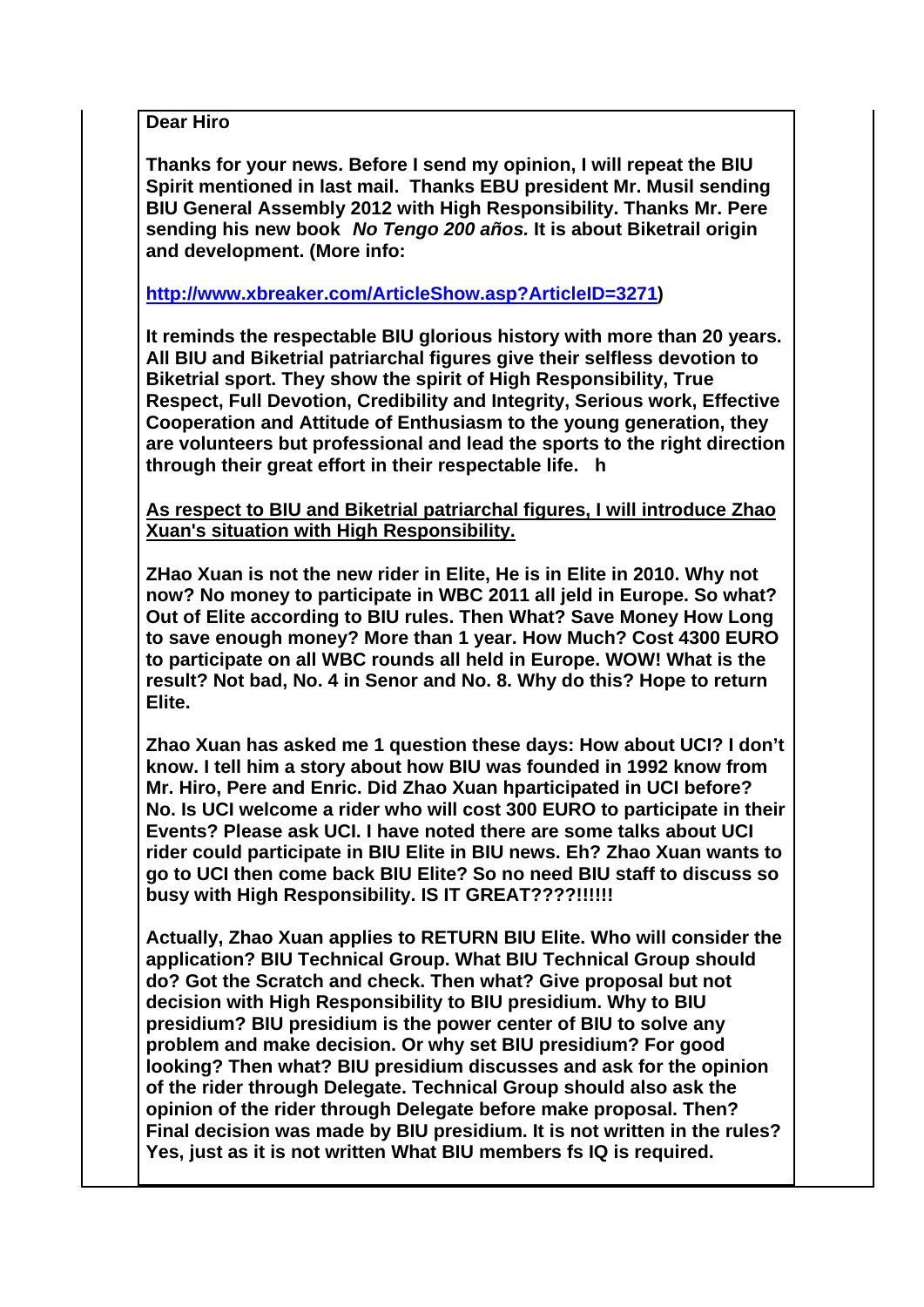**Dear Hiro**

**Thanks for your news. Before I send my opinion, I will repeat the BIU Spirit mentioned in last mail. Thanks EBU president Mr. Musil sending BIU General Assembly 2012 with High Responsibility. Thanks Mr. Pere sending his new book *No Tengo 200 años.* It is about Biketrail origin and development. (More info:**

**[http://www.xbreaker.com/ArticleShow.asp?ArticleID=3271](http://www.xbreaker.com/ArticleShow.asp?ArticleID=3271))**

**It reminds the respectable BIU glorious history with more than 20 years. All BIU and Biketrial patriarchal figures give their selfless devotion to Biketrial sport. They show the spirit of High Responsibility, True Respect, Full Devotion, Credibility and Integrity, Serious work, Effective Cooperation and Attitude of Enthusiasm to the young generation, they are volunteers but professional and lead the sports to the right direction through their great effort in their respectable life. h**

**<u>As respect to BIU and Biketrial patriarchal figures, I will introduce Zhao Xuan's situation with High Responsibility.</u>**

**ZHao Xuan is not the new rider in Elite, He is in Elite in 2010. Why not now? No money to participate in WBC 2011 all jeld in Europe. So what? Out of Elite according to BIU rules. Then What? Save Money How Long to save enough money? More than 1 year. How Much? Cost 4300 EURO to participate on all WBC rounds all held in Europe. WOW! What is the result? Not bad, No. 4 in Senor and No. 8. Why do this? Hope to return Elite.**

**Zhao Xuan has asked me 1 question these days: How about UCI? I don't know. I tell him a story about how BIU was founded in 1992 know from Mr. Hiro, Pere and Enric. Did Zhao Xuan hparticipated in UCI before? No. Is UCI welcome a rider who will cost 300 EURO to participate in their Events? Please ask UCI. I have noted there are some talks about UCI rider could participate in BIU Elite in BIU news. Eh? Zhao Xuan wants to go to UCI then come back BIU Elite? So no need BIU staff to discuss so busy with High Responsibility. IS IT GREAT????!!!!!!**

**Actually, Zhao Xuan applies to RETURN BIU Elite. Who will consider the application? BIU Technical Group. What BIU Technical Group should do? Got the Scratch and check. Then what? Give proposal but not decision with High Responsibility to BIU presidium. Why to BIU presidium? BIU presidium is the power center of BIU to solve any problem and make decision. Or why set BIU presidium? For good looking? Then what? BIU presidium discusses and ask for the opinion of the rider through Delegate. Technical Group should also ask the opinion of the rider through Delegate before make proposal. Then? Final decision was made by BIU presidium. It is not written in the rules? Yes, just as it is not written What BIU members fs IQ is required.**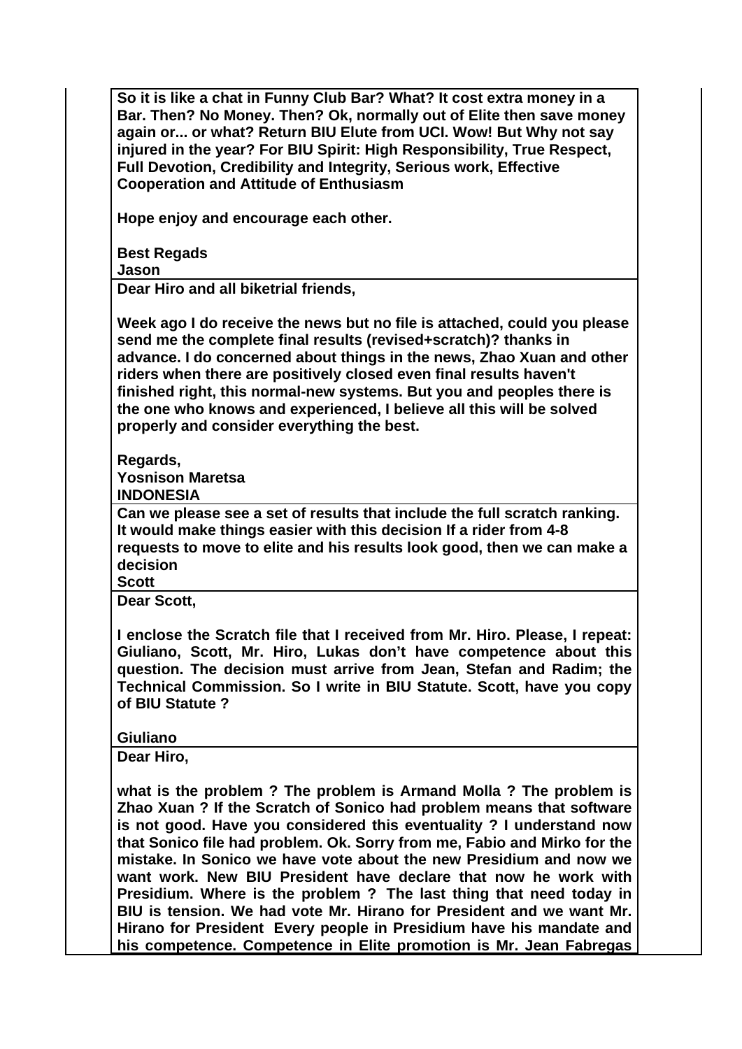**So it is like a chat in Funny Club Bar? What? It cost extra money in a Bar. Then? No Money. Then? Ok, normally out of Elite then save money again or... or what? Return BIU Elute from UCI. Wow! But Why not say injured in the year? For BIU Spirit: High Responsibility, True Respect, Full Devotion, Credibility and Integrity, Serious work, Effective Cooperation and Attitude of Enthusiasm**

**Hope enjoy and encourage each other.**

**Best Regads**
**Jason**

---

**Dear Hiro and all biketrial friends,**

**Week ago I do receive the news but no file is attached, could you please send me the complete final results (revised+scratch)? thanks in advance. I do concerned about things in the news, Zhao Xuan and other riders when there are positively closed even final results haven't finished right, this normal-new systems. But you and peoples there is the one who knows and experienced, I believe all this will be solved properly and consider everything the best.**

**Regards,**
**Yosnison Maretsa**
**INDONESIA**

---

**Can we please see a set of results that include the full scratch ranking. It would make things easier with this decision If a rider from 4-8 requests to move to elite and his results look good, then we can make a decision**
**Scott**

---

**Dear Scott,**

**I enclose the Scratch file that I received from Mr. Hiro. Please, I repeat: Giuliano, Scott, Mr. Hiro, Lukas don't have competence about this question. The decision must arrive from Jean, Stefan and Radim; the Technical Commission. So I write in BIU Statute. Scott, have you copy of BIU Statute ?**

**Giuliano**

---

**Dear Hiro,**

**what is the problem ? The problem is Armand Molla ? The problem is Zhao Xuan ? If the Scratch of Sonico had problem means that software is not good. Have you considered this eventuality ? I understand now that Sonico file had problem. Ok. Sorry from me, Fabio and Mirko for the mistake. In Sonico we have vote about the new Presidium and now we want work. New BIU President have declare that now he work with Presidium. Where is the problem ? The last thing that need today in BIU is tension. We had vote Mr. Hirano for President and we want Mr. Hirano for President Every people in Presidium have his mandate and his competence. Competence in Elite promotion is Mr. Jean Fabregas**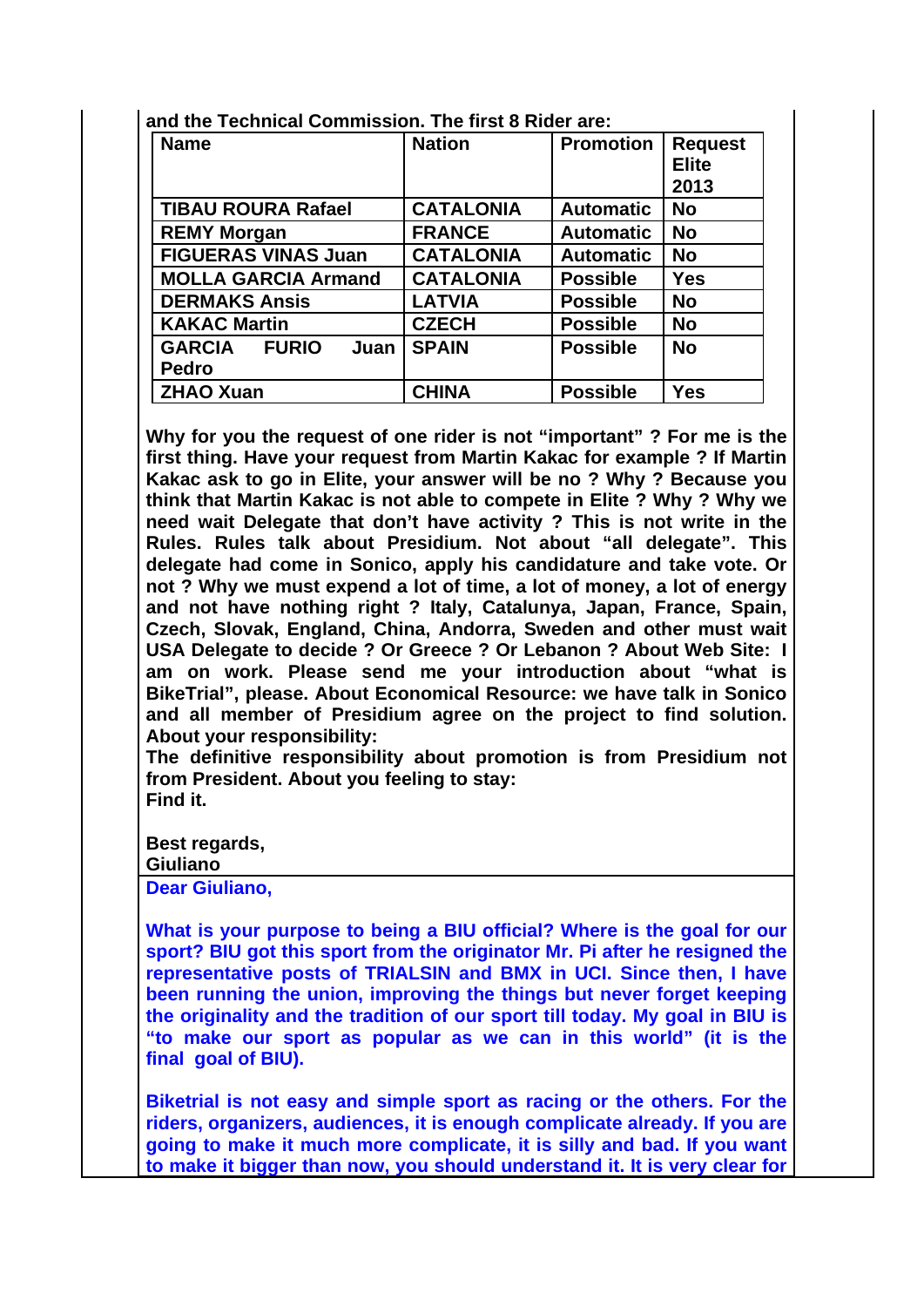**and the Technical Commission. The first 8 Rider are:**

| Name | Nation | Promotion | Request Elite 2013 |
|---|---|---|---|
| TIBAU ROURA Rafael | CATALONIA | Automatic | No |
| REMY Morgan | FRANCE | Automatic | No |
| FIGUERAS VINAS Juan | CATALONIA | Automatic | No |
| MOLLA GARCIA Armand | CATALONIA | Possible | Yes |
| DERMAKS Ansis | LATVIA | Possible | No |
| KAKAC Martin | CZECH | Possible | No |
| GARCIA FURIO Juan Pedro | SPAIN | Possible | No |
| ZHAO Xuan | CHINA | Possible | Yes |

**Why for you the request of one rider is not "important" ? For me is the first thing. Have your request from Martin Kakac for example ? If Martin Kakac ask to go in Elite, your answer will be no ? Why ? Because you think that Martin Kakac is not able to compete in Elite ? Why ? Why we need wait Delegate that don't have activity ? This is not write in the Rules. Rules talk about Presidium. Not about "all delegate". This delegate had come in Sonico, apply his candidature and take vote. Or not ? Why we must expend a lot of time, a lot of money, a lot of energy and not have nothing right ? Italy, Catalunya, Japan, France, Spain, Czech, Slovak, England, China, Andorra, Sweden and other must wait USA Delegate to decide ? Or Greece ? Or Lebanon ? About Web Site: I am on work. Please send me your introduction about "what is BikeTrial", please. About Economical Resource: we have talk in Sonico and all member of Presidium agree on the project to find solution. About your responsibility:**
**The definitive responsibility about promotion is from Presidium not from President. About you feeling to stay:**
**Find it.**

**Best regards,**
**Giuliano**

**Dear Giuliano,**

**What is your purpose to being a BIU official? Where is the goal for our sport? BIU got this sport from the originator Mr. Pi after he resigned the representative posts of TRIALSIN and BMX in UCI. Since then, I have been running the union, improving the things but never forget keeping the originality and the tradition of our sport till today. My goal in BIU is "to make our sport as popular as we can in this world" (it is the final goal of BIU).**

**Biketrial is not easy and simple sport as racing or the others. For the riders, organizers, audiences, it is enough complicate already. If you are going to make it much more complicate, it is silly and bad. If you want to make it bigger than now, you should understand it. It is very clear for**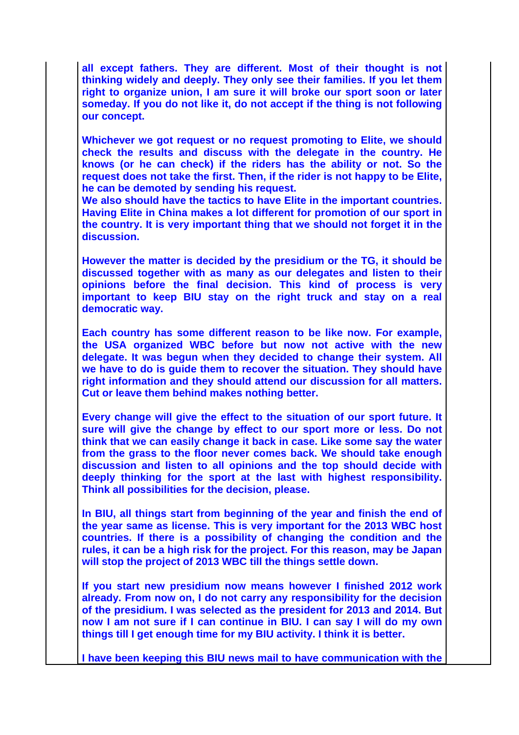**all except fathers. They are different. Most of their thought is not thinking widely and deeply. They only see their families. If you let them right to organize union, I am sure it will broke our sport soon or later someday. If you do not like it, do not accept if the thing is not following our concept.**

**Whichever we got request or no request promoting to Elite, we should check the results and discuss with the delegate in the country. He knows (or he can check) if the riders has the ability or not. So the request does not take the first. Then, if the rider is not happy to be Elite, he can be demoted by sending his request.**
**We also should have the tactics to have Elite in the important countries. Having Elite in China makes a lot different for promotion of our sport in the country. It is very important thing that we should not forget it in the discussion.**

**However the matter is decided by the presidium or the TG, it should be discussed together with as many as our delegates and listen to their opinions before the final decision. This kind of process is very important to keep BIU stay on the right truck and stay on a real democratic way.**

**Each country has some different reason to be like now. For example, the USA organized WBC before but now not active with the new delegate. It was begun when they decided to change their system. All we have to do is guide them to recover the situation. They should have right information and they should attend our discussion for all matters. Cut or leave them behind makes nothing better.**

**Every change will give the effect to the situation of our sport future. It sure will give the change by effect to our sport more or less. Do not think that we can easily change it back in case. Like some say the water from the grass to the floor never comes back. We should take enough discussion and listen to all opinions and the top should decide with deeply thinking for the sport at the last with highest responsibility. Think all possibilities for the decision, please.**

**In BIU, all things start from beginning of the year and finish the end of the year same as license. This is very important for the 2013 WBC host countries. If there is a possibility of changing the condition and the rules, it can be a high risk for the project. For this reason, may be Japan will stop the project of 2013 WBC till the things settle down.**

**If you start new presidium now means however I finished 2012 work already. From now on, I do not carry any responsibility for the decision of the presidium. I was selected as the president for 2013 and 2014. But now I am not sure if I can continue in BIU. I can say I will do my own things till I get enough time for my BIU activity. I think it is better.**

**I have been keeping this BIU news mail to have communication with the**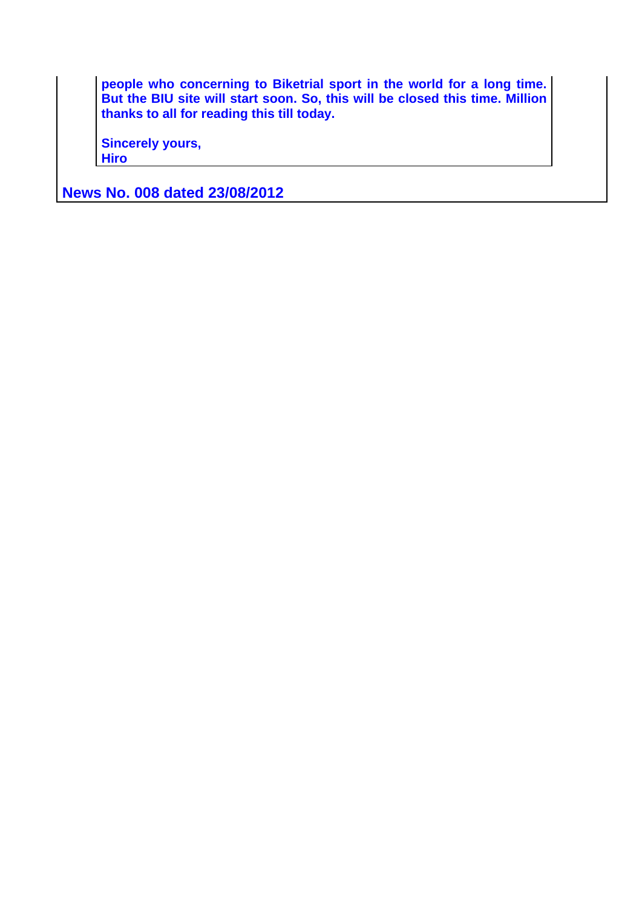**people who concerning to Biketrial sport in the world for a long time. But the BIU site will start soon. So, this will be closed this time. Million thanks to all for reading this till today.**

**Sincerely yours,**
**Hiro**

## News No. 008 dated 23/08/2012